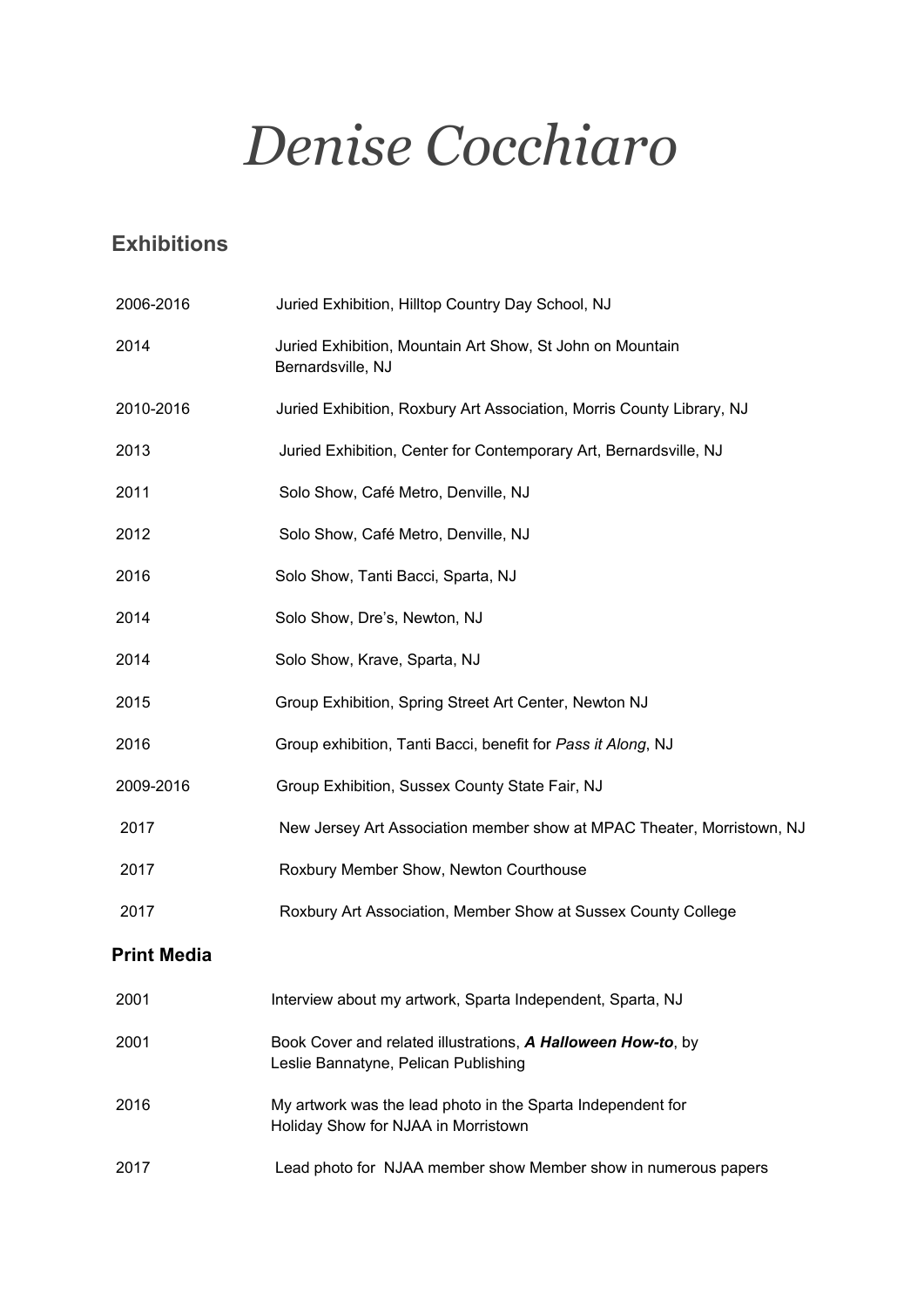# *Denise Cocchiaro*

## Exhibitions

| | |
|---|---|
| 2006-2016 | Juried Exhibition, Hilltop Country Day School, NJ |
| 2014 | Juried Exhibition, Mountain Art Show, St John on Mountain Bernardsville, NJ |
| 2010-2016 | Juried Exhibition, Roxbury Art Association, Morris County Library, NJ |
| 2013 | Juried Exhibition, Center for Contemporary Art, Bernardsville, NJ |
| 2011 | Solo Show, Café Metro, Denville, NJ |
| 2012 | Solo Show, Café Metro, Denville, NJ |
| 2016 | Solo Show, Tanti Bacci, Sparta, NJ |
| 2014 | Solo Show, Dre's, Newton, NJ |
| 2014 | Solo Show, Krave, Sparta, NJ |
| 2015 | Group Exhibition, Spring Street Art Center, Newton NJ |
| 2016 | Group exhibition, Tanti Bacci, benefit for *Pass it Along*, NJ |
| 2009-2016 | Group Exhibition, Sussex County State Fair, NJ |
| 2017 | New Jersey Art Association member show at MPAC Theater, Morristown, NJ |
| 2017 | Roxbury Member Show, Newton Courthouse |
| 2017 | Roxbury Art Association, Member Show at Sussex County College |

## Print Media

| | |
|---|---|
| 2001 | Interview about my artwork, Sparta Independent, Sparta, NJ |
| 2001 | Book Cover and related illustrations, ***A Halloween How-to***, by Leslie Bannatyne, Pelican Publishing |
| 2016 | My artwork was the lead photo in the Sparta Independent for Holiday Show for NJAA in Morristown |
| 2017 | Lead photo for NJAA member show Member show in numerous papers |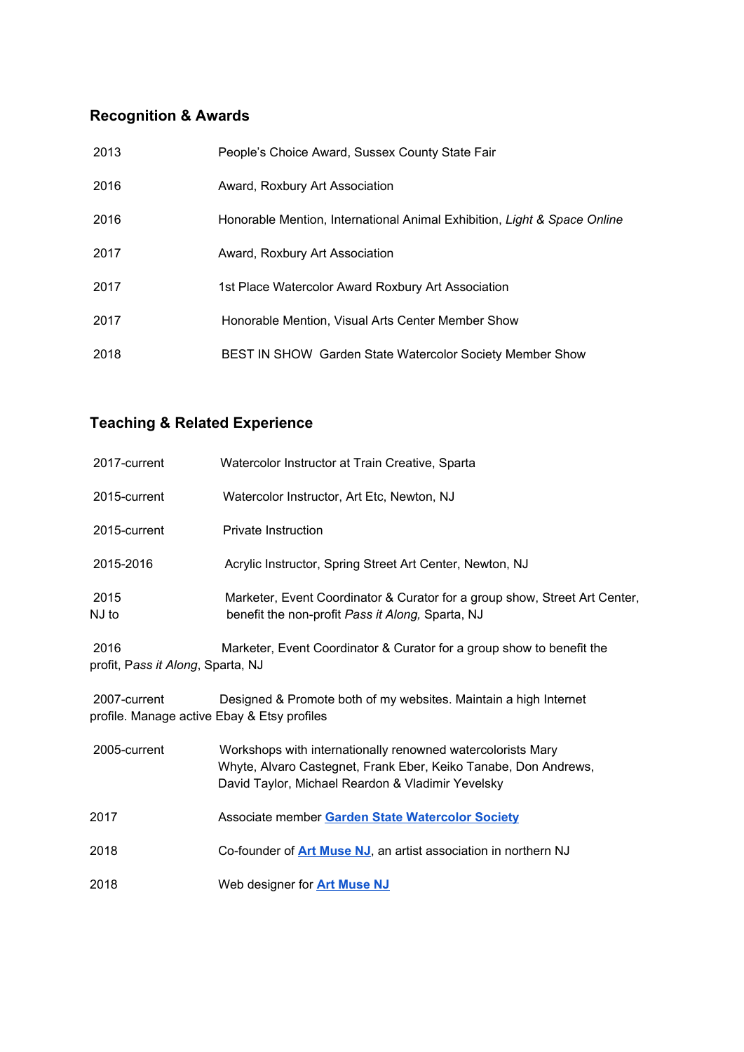## Recognition & Awards

| | |
|---|---|
| 2013 | People's Choice Award, Sussex County State Fair |
| 2016 | Award, Roxbury Art Association |
| 2016 | Honorable Mention, International Animal Exhibition, *Light & Space Online* |
| 2017 | Award, Roxbury Art Association |
| 2017 | 1st Place Watercolor Award Roxbury Art Association |
| 2017 | Honorable Mention, Visual Arts Center Member Show |
| 2018 | BEST IN SHOW Garden State Watercolor Society Member Show |

## Teaching & Related Experience

| | |
|---|---|
| 2017-current | Watercolor Instructor at Train Creative, Sparta |
| 2015-current | Watercolor Instructor, Art Etc, Newton, NJ |
| 2015-current | Private Instruction |
| 2015-2016 | Acrylic Instructor, Spring Street Art Center, Newton, NJ |
| 2015 | Marketer, Event Coordinator & Curator for a group show, Street Art Center, NJ to benefit the non-profit *Pass it Along,* Sparta, NJ |
| 2016 | Marketer, Event Coordinator & Curator for a group show to benefit the profit, P*ass it Along*, Sparta, NJ |
| 2007-current | Designed & Promote both of my websites. Maintain a high Internet profile. Manage active Ebay & Etsy profiles |
| 2005-current | Workshops with internationally renowned watercolorists Mary Whyte, Alvaro Castegnet, Frank Eber, Keiko Tanabe, Don Andrews, David Taylor, Michael Reardon & Vladimir Yevelsky |
| 2017 | Associate member **Garden State Watercolor Society** |
| 2018 | Co-founder of **Art Muse NJ**, an artist association in northern NJ |
| 2018 | Web designer for **Art Muse NJ** |